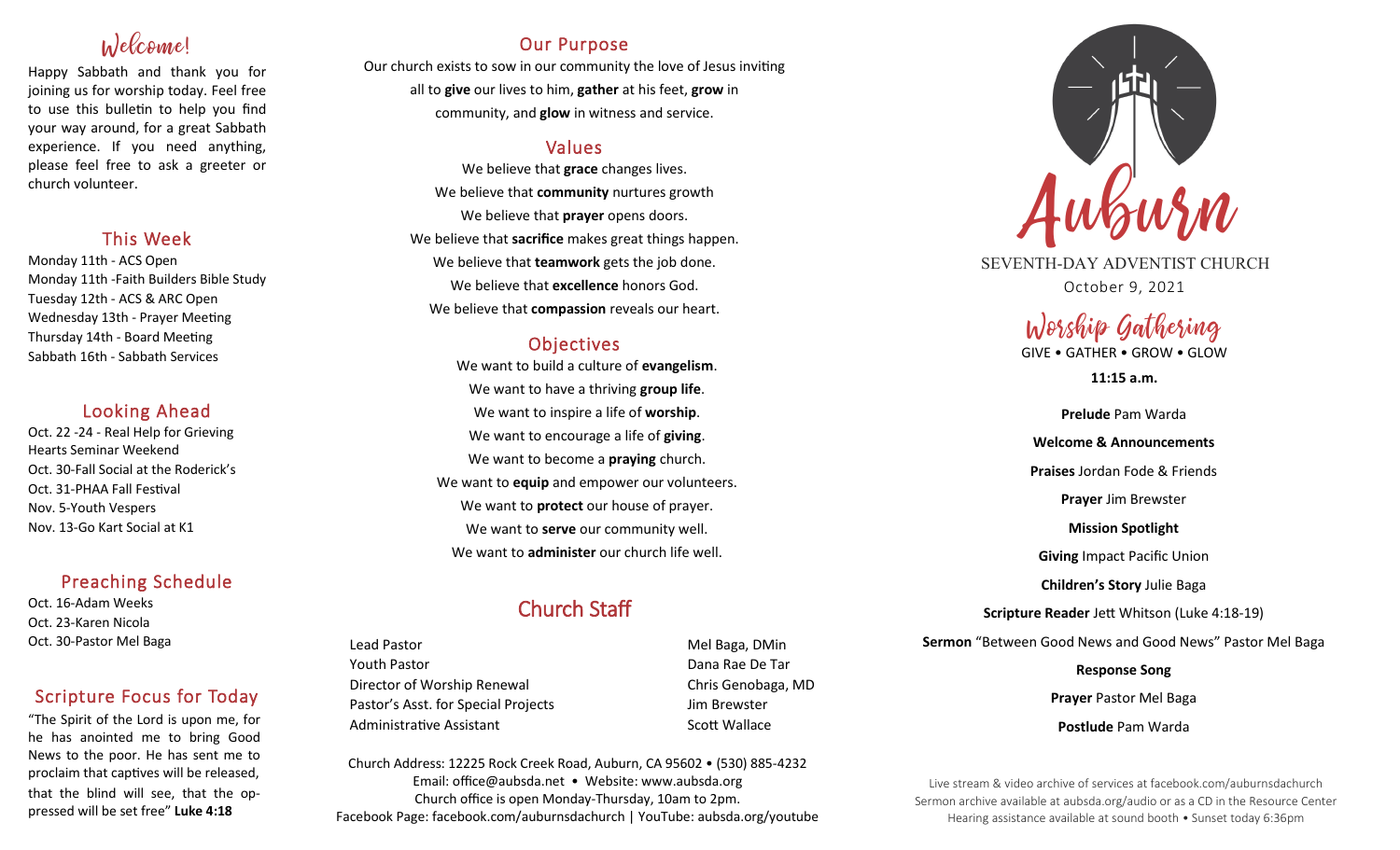## Welcome!

Happy Sabbath and thank you for joining us for worship today. Feel free to use this bulletin to help you find your way around, for a great Sabbath experience. If you need anything, please feel free to ask a greeter or church volunteer.

## This Week

Monday 11th - ACS Open
Monday 11th -Faith Builders Bible Study
Tuesday 12th - ACS & ARC Open
Wednesday 13th - Prayer Meeting
Thursday 14th - Board Meeting
Sabbath 16th - Sabbath Services

## Looking Ahead

Oct. 22 -24 - Real Help for Grieving Hearts Seminar Weekend
Oct. 30-Fall Social at the Roderick's
Oct. 31-PHAA Fall Festival
Nov. 5-Youth Vespers
Nov. 13-Go Kart Social at K1

## Preaching Schedule

Oct. 16-Adam Weeks
Oct. 23-Karen Nicola
Oct. 30-Pastor Mel Baga

## Scripture Focus for Today

"The Spirit of the Lord is upon me, for he has anointed me to bring Good News to the poor. He has sent me to proclaim that captives will be released, that the blind will see, that the oppressed will be set free" **Luke 4:18**

## Our Purpose

Our church exists to sow in our community the love of Jesus inviting all to **give** our lives to him, **gather** at his feet, **grow** in community, and **glow** in witness and service.

## Values

We believe that **grace** changes lives.
We believe that **community** nurtures growth
We believe that **prayer** opens doors.
We believe that **sacrifice** makes great things happen.
We believe that **teamwork** gets the job done.
We believe that **excellence** honors God.
We believe that **compassion** reveals our heart.

## Objectives

We want to build a culture of **evangelism**.
We want to have a thriving **group life**.
We want to inspire a life of **worship**.
We want to encourage a life of **giving**.
We want to become a **praying** church.
We want to **equip** and empower our volunteers.
We want to **protect** our house of prayer.
We want to **serve** our community well.
We want to **administer** our church life well.

## Church Staff

| | |
|---|---|
| Lead Pastor | Mel Baga, DMin |
| Youth Pastor | Dana Rae De Tar |
| Director of Worship Renewal | Chris Genobaga, MD |
| Pastor's Asst. for Special Projects | Jim Brewster |
| Administrative Assistant | Scott Wallace |

Church Address: 12225 Rock Creek Road, Auburn, CA 95602 • (530) 885-4232
Email: office@aubsda.net • Website: www.aubsda.org
Church office is open Monday-Thursday, 10am to 2pm.
Facebook Page: facebook.com/auburnsdachurch | YouTube: aubsda.org/youtube

# Auburn

SEVENTH-DAY ADVENTIST CHURCH
October 9, 2021

## Worship Gathering

GIVE • GATHER • GROW • GLOW

**11:15 a.m.**

**Prelude** Pam Warda

**Welcome & Announcements**

**Praises** Jordan Fode & Friends

**Prayer** Jim Brewster

**Mission Spotlight**

**Giving** Impact Pacific Union

**Children's Story** Julie Baga

**Scripture Reader** Jett Whitson (Luke 4:18-19)

**Sermon** "Between Good News and Good News" Pastor Mel Baga

**Response Song**

**Prayer** Pastor Mel Baga

**Postlude** Pam Warda

Live stream & video archive of services at facebook.com/auburnsdachurch
Sermon archive available at aubsda.org/audio or as a CD in the Resource Center
Hearing assistance available at sound booth • Sunset today 6:36pm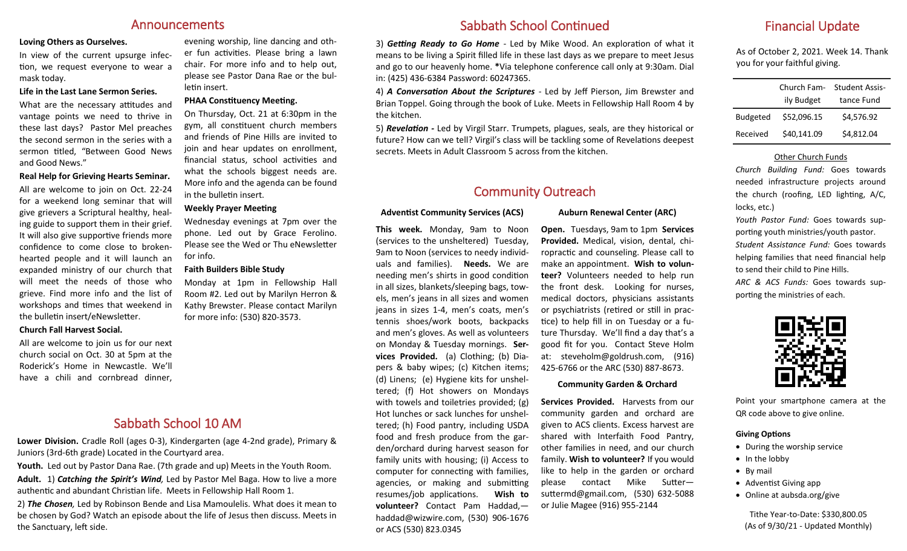## Announcements

**Loving Others as Ourselves.**

In view of the current upsurge infection, we request everyone to wear a mask today.

**Life in the Last Lane Sermon Series.**

What are the necessary attitudes and vantage points we need to thrive in these last days? Pastor Mel preaches the second sermon in the series with a sermon titled, "Between Good News and Good News."

**Real Help for Grieving Hearts Seminar.**

All are welcome to join on Oct. 22-24 for a weekend long seminar that will give grievers a Scriptural healthy, healing guide to support them in their grief. It will also give supportive friends more confidence to come close to brokenhearted people and it will launch an expanded ministry of our church that will meet the needs of those who grieve. Find more info and the list of workshops and times that weekend in the bulletin insert/eNewsletter.

**Church Fall Harvest Social.**

All are welcome to join us for our next church social on Oct. 30 at 5pm at the Roderick's Home in Newcastle. We'll have a chili and cornbread dinner, evening worship, line dancing and other fun activities. Please bring a lawn chair. For more info and to help out, please see Pastor Dana Rae or the bulletin insert.

**PHAA Constituency Meeting.**

On Thursday, Oct. 21 at 6:30pm in the gym, all constituent church members and friends of Pine Hills are invited to join and hear updates on enrollment, financial status, school activities and what the schools biggest needs are. More info and the agenda can be found in the bulletin insert.

**Weekly Prayer Meeting**

Wednesday evenings at 7pm over the phone. Led out by Grace Ferolino. Please see the Wed or Thu eNewsletter for info.

**Faith Builders Bible Study**

Monday at 1pm in Fellowship Hall Room #2. Led out by Marilyn Herron & Kathy Brewster. Please contact Marilyn for more info: (530) 820-3573.

## Sabbath School 10 AM

**Lower Division.** Cradle Roll (ages 0-3), Kindergarten (age 4-2nd grade), Primary & Juniors (3rd-6th grade) Located in the Courtyard area.

**Youth.** Led out by Pastor Dana Rae. (7th grade and up) Meets in the Youth Room.

**Adult.** 1) ***Catching the Spirit's Wind***, Led by Pastor Mel Baga. How to live a more authentic and abundant Christian life. Meets in Fellowship Hall Room 1.

2) ***The Chosen***, Led by Robinson Bende and Lisa Mamoulelis. What does it mean to be chosen by God? Watch an episode about the life of Jesus then discuss. Meets in the Sanctuary, left side.

## Sabbath School Continued

3) ***Getting Ready to Go Home*** - Led by Mike Wood. An exploration of what it means to be living a Spirit filled life in these last days as we prepare to meet Jesus and go to our heavenly home. *Via telephone conference call only at 9:30am. Dial in: (425) 436-6384 Password: 60247365.

4) ***A Conversation About the Scriptures*** - Led by Jeff Pierson, Jim Brewster and Brian Toppel. Going through the book of Luke. Meets in Fellowship Hall Room 4 by the kitchen.

5) ***Revelation*** **-** Led by Virgil Starr. Trumpets, plagues, seals, are they historical or future? How can we tell? Virgil's class will be tackling some of Revelations deepest secrets. Meets in Adult Classroom 5 across from the kitchen.

## Community Outreach

### Adventist Community Services (ACS)

**This week.** Monday, 9am to Noon (services to the unsheltered) Tuesday, 9am to Noon (services to needy individuals and families). **Needs.** We are needing men's shirts in good condition in all sizes, blankets/sleeping bags, towels, men's jeans in all sizes and women jeans in sizes 1-4, men's coats, men's tennis shoes/work boots, backpacks and men's gloves. As well as volunteers on Monday & Tuesday mornings. **Services Provided.** (a) Clothing; (b) Diapers & baby wipes; (c) Kitchen items; (d) Linens; (e) Hygiene kits for unsheltered; (f) Hot showers on Mondays with towels and toiletries provided; (g) Hot lunches or sack lunches for unsheltered; (h) Food pantry, including USDA food and fresh produce from the garden/orchard during harvest season for family units with housing; (i) Access to computer for connecting with families, agencies, or making and submitting resumes/job applications. **Wish to volunteer?** Contact Pam Haddad,—haddad@wizwire.com, (530) 906-1676 or ACS (530) 823.0345

### Auburn Renewal Center (ARC)

**Open.** Tuesdays, 9am to 1pm **Services Provided.** Medical, vision, dental, chiropractic and counseling. Please call to make an appointment. **Wish to volunteer?** Volunteers needed to help run the front desk. Looking for nurses, medical doctors, physicians assistants or psychiatrists (retired or still in practice) to help fill in on Tuesday or a future Thursday. We'll find a day that's a good fit for you. Contact Steve Holm at: steveholm@goldrush.com, (916) 425-6766 or the ARC (530) 887-8673.

### Community Garden & Orchard

**Services Provided.** Harvests from our community garden and orchard are given to ACS clients. Excess harvest are shared with Interfaith Food Pantry, other families in need, and our church family. **Wish to volunteer?** If you would like to help in the garden or orchard please contact Mike Sutter—suttermd@gmail.com, (530) 632-5088 or Julie Magee (916) 955-2144

## Financial Update

As of October 2, 2021. Week 14. Thank you for your faithful giving.

| | Church Family Budget | Student Assistance Fund |
|---|---|---|
| Budgeted | $52,096.15 | $4,576.92 |
| Received | $40,141.09 | $4,812.04 |

**Other Church Funds**

*Church Building Fund:* Goes towards needed infrastructure projects around the church (roofing, LED lighting, A/C, locks, etc.)

*Youth Pastor Fund:* Goes towards supporting youth ministries/youth pastor.

*Student Assistance Fund:* Goes towards helping families that need financial help to send their child to Pine Hills.

*ARC & ACS Funds:* Goes towards supporting the ministries of each.

Point your smartphone camera at the QR code above to give online.

**Giving Options**

- During the worship service
- In the lobby
- By mail
- Adventist Giving app
- Online at aubsda.org/give

Tithe Year-to-Date: $330,800.05
(As of 9/30/21 - Updated Monthly)